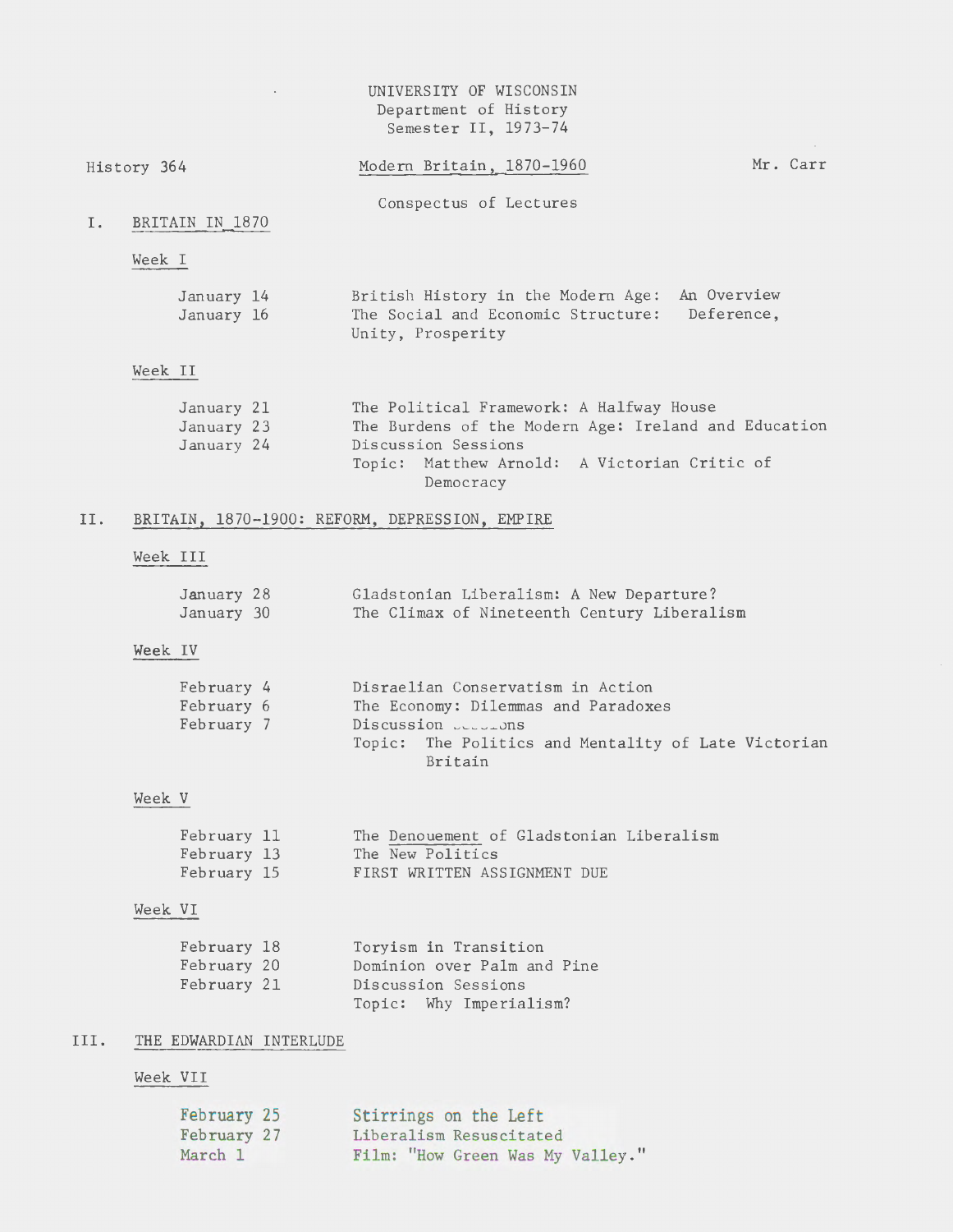UNIVERSITY OF WISCONSIN
Department of History
Semester II, 1973-74

History 364 — Modern Britain, 1870-1960 — Mr. Carr

Conspectus of Lectures

## I. BRITAIN IN 1870

### Week I

| | |
|---|---|
| January 14 | British History in the Modern Age: An Overview |
| January 16 | The Social and Economic Structure: Deference, Unity, Prosperity |

### Week II

| | |
|---|---|
| January 21 | The Political Framework: A Halfway House |
| January 23 | The Burdens of the Modern Age: Ireland and Education |
| January 24 | Discussion Sessions<br>Topic: Matthew Arnold: A Victorian Critic of Democracy |

## II. BRITAIN, 1870-1900: REFORM, DEPRESSION, EMPIRE

### Week III

| | |
|---|---|
| January 28 | Gladstonian Liberalism: A New Departure? |
| January 30 | The Climax of Nineteenth Century Liberalism |

### Week IV

| | |
|---|---|
| February 4 | Disraelian Conservatism in Action |
| February 6 | The Economy: Dilemmas and Paradoxes |
| February 7 | Discussion Sessions<br>Topic: The Politics and Mentality of Late Victorian Britain |

### Week V

| | |
|---|---|
| February 11 | The Denouement of Gladstonian Liberalism |
| February 13 | The New Politics |
| February 15 | FIRST WRITTEN ASSIGNMENT DUE |

### Week VI

| | |
|---|---|
| February 18 | Toryism in Transition |
| February 20 | Dominion over Palm and Pine |
| February 21 | Discussion Sessions<br>Topic: Why Imperialism? |

## III. THE EDWARDIAN INTERLUDE

### Week VII

| | |
|---|---|
| February 25 | Stirrings on the Left |
| February 27 | Liberalism Resuscitated |
| March 1 | Film: "How Green Was My Valley." |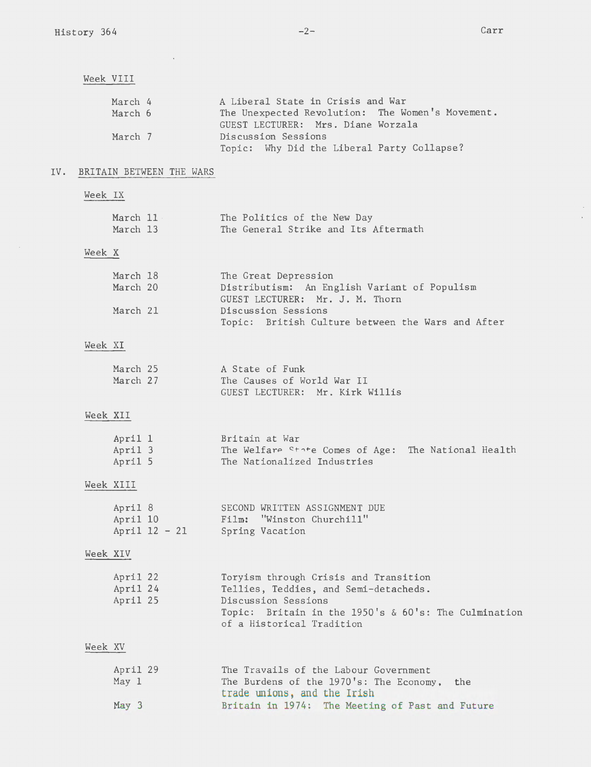### Week VIII

| | |
|---|---|
| March 4 | A Liberal State in Crisis and War |
| March 6 | The Unexpected Revolution: The Women's Movement. GUEST LECTURER: Mrs. Diane Worzala |
| March 7 | Discussion Sessions<br>Topic: Why Did the Liberal Party Collapse? |

## IV. BRITAIN BETWEEN THE WARS

### Week IX

| | |
|---|---|
| March 11 | The Politics of the New Day |
| March 13 | The General Strike and Its Aftermath |

### Week X

| | |
|---|---|
| March 18 | The Great Depression |
| March 20 | Distributism: An English Variant of Populism<br>GUEST LECTURER: Mr. J. M. Thorn |
| March 21 | Discussion Sessions<br>Topic: British Culture between the Wars and After |

### Week XI

| | |
|---|---|
| March 25 | A State of Funk |
| March 27 | The Causes of World War II<br>GUEST LECTURER: Mr. Kirk Willis |

### Week XII

| | |
|---|---|
| April 1 | Britain at War |
| April 3 | The Welfare State Comes of Age: The National Health |
| April 5 | The Nationalized Industries |

### Week XIII

| | |
|---|---|
| April 8 | SECOND WRITTEN ASSIGNMENT DUE |
| April 10 | Film: "Winston Churchill" |
| April 12 - 21 | Spring Vacation |

### Week XIV

| | |
|---|---|
| April 22 | Toryism through Crisis and Transition |
| April 24 | Tellies, Teddies, and Semi-detacheds. |
| April 25 | Discussion Sessions<br>Topic: Britain in the 1950's & 60's: The Culmination of a Historical Tradition |

### Week XV

| | |
|---|---|
| April 29 | The Travails of the Labour Government |
| May 1 | The Burdens of the 1970's: The Economy, the trade unions, and the Irish |
| May 3 | Britain in 1974: The Meeting of Past and Future |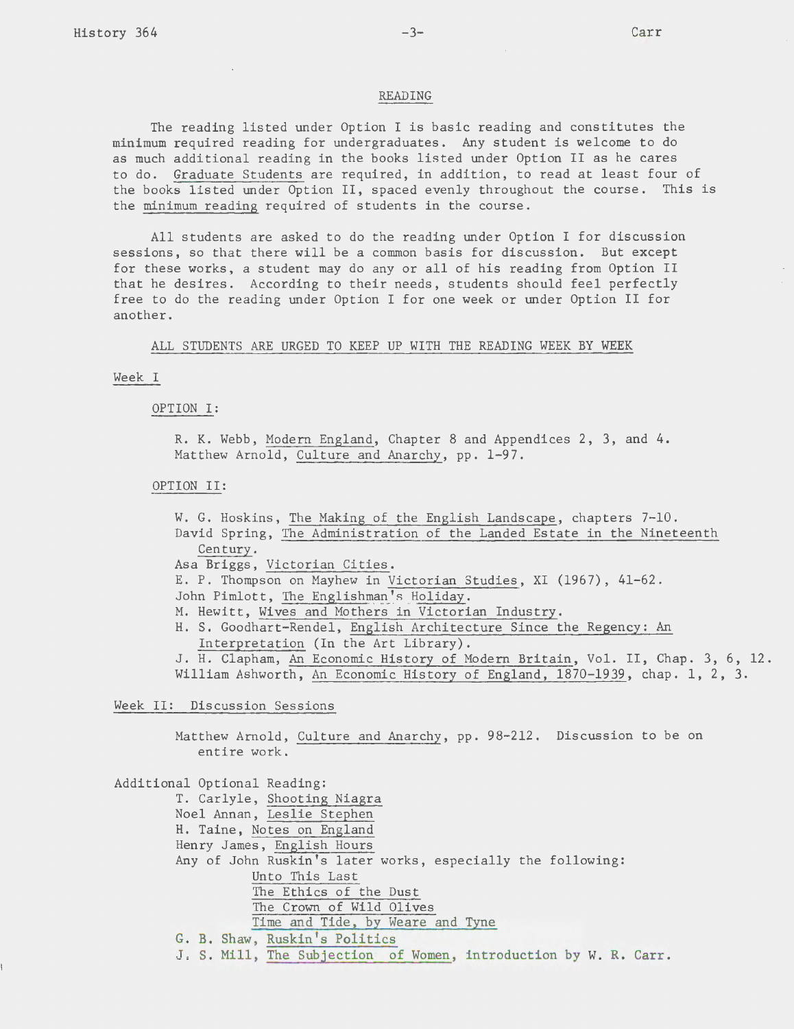## READING

The reading listed under Option I is basic reading and constitutes the minimum required reading for undergraduates. Any student is welcome to do as much additional reading in the books listed under Option II as he cares to do. Graduate Students are required, in addition, to read at least four of the books listed under Option II, spaced evenly throughout the course. This is the minimum reading required of students in the course.

All students are asked to do the reading under Option I for discussion sessions, so that there will be a common basis for discussion. But except for these works, a student may do any or all of his reading from Option II that he desires. According to their needs, students should feel perfectly free to do the reading under Option I for one week or under Option II for another.

ALL STUDENTS ARE URGED TO KEEP UP WITH THE READING WEEK BY WEEK

### Week I

OPTION I:

- R. K. Webb, *Modern England*, Chapter 8 and Appendices 2, 3, and 4.
- Matthew Arnold, *Culture and Anarchy*, pp. 1-97.

OPTION II:

- W. G. Hoskins, *The Making of the English Landscape*, chapters 7-10.
- David Spring, *The Administration of the Landed Estate in the Nineteenth Century*.
- Asa Briggs, *Victorian Cities*.
- E. P. Thompson on Mayhew in *Victorian Studies*, XI (1967), 41-62.
- John Pimlott, *The Englishman's Holiday*.
- M. Hewitt, *Wives and Mothers in Victorian Industry*.
- H. S. Goodhart-Rendel, *English Architecture Since the Regency: An Interpretation* (In the Art Library).
- J. H. Clapham, *An Economic History of Modern Britain*, Vol. II, Chap. 3, 6, 12.
- William Ashworth, *An Economic History of England, 1870-1939*, chap. 1, 2, 3.

### Week II: Discussion Sessions

Matthew Arnold, *Culture and Anarchy*, pp. 98-212. Discussion to be on entire work.

Additional Optional Reading:

- T. Carlyle, *Shooting Niagra*
- Noel Annan, *Leslie Stephen*
- H. Taine, *Notes on England*
- Henry James, *English Hours*
- Any of John Ruskin's later works, especially the following:
  - *Unto This Last*
  - *The Ethics of the Dust*
  - *The Crown of Wild Olives*
  - *Time and Tide, by Weare and Tyne*
- G. B. Shaw, *Ruskin's Politics*
- J. S. Mill, *The Subjection of Women*, introduction by W. R. Carr.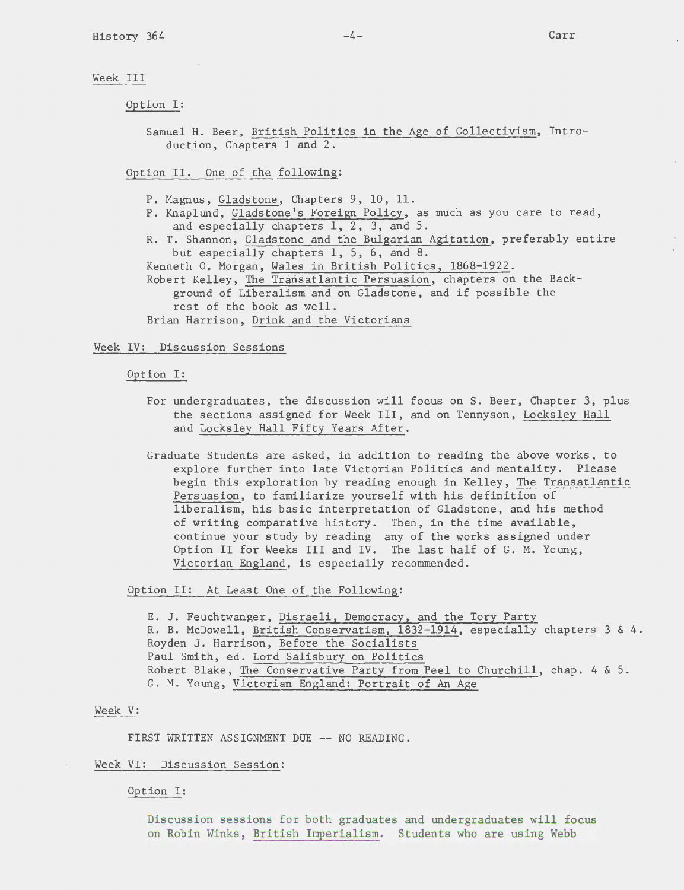## Week III

### Option I:

Samuel H. Beer, British Politics in the Age of Collectivism, Introduction, Chapters 1 and 2.

### Option II. One of the following:

P. Magnus, Gladstone, Chapters 9, 10, 11.
P. Knaplund, Gladstone's Foreign Policy, as much as you care to read, and especially chapters 1, 2, 3, and 5.
R. T. Shannon, Gladstone and the Bulgarian Agitation, preferably entire but especially chapters 1, 5, 6, and 8.
Kenneth O. Morgan, Wales in British Politics, 1868-1922.
Robert Kelley, The Transatlantic Persuasion, chapters on the Background of Liberalism and on Gladstone, and if possible the rest of the book as well.
Brian Harrison, Drink and the Victorians

## Week IV: Discussion Sessions

### Option I:

For undergraduates, the discussion will focus on S. Beer, Chapter 3, plus the sections assigned for Week III, and on Tennyson, Locksley Hall and Locksley Hall Fifty Years After.

Graduate Students are asked, in addition to reading the above works, to explore further into late Victorian Politics and mentality. Please begin this exploration by reading enough in Kelley, The Transatlantic Persuasion, to familiarize yourself with his definition of liberalism, his basic interpretation of Gladstone, and his method of writing comparative history. Then, in the time available, continue your study by reading any of the works assigned under Option II for Weeks III and IV. The last half of G. M. Young, Victorian England, is especially recommended.

### Option II: At Least One of the Following:

E. J. Feuchtwanger, Disraeli, Democracy, and the Tory Party
R. B. McDowell, British Conservatism, 1832-1914, especially chapters 3 & 4.
Royden J. Harrison, Before the Socialists
Paul Smith, ed. Lord Salisbury on Politics
Robert Blake, The Conservative Party from Peel to Churchill, chap. 4 & 5.
G. M. Young, Victorian England: Portrait of An Age

## Week V:

FIRST WRITTEN ASSIGNMENT DUE -- NO READING.

## Week VI: Discussion Session:

### Option I:

Discussion sessions for both graduates and undergraduates will focus on Robin Winks, British Imperialism. Students who are using Webb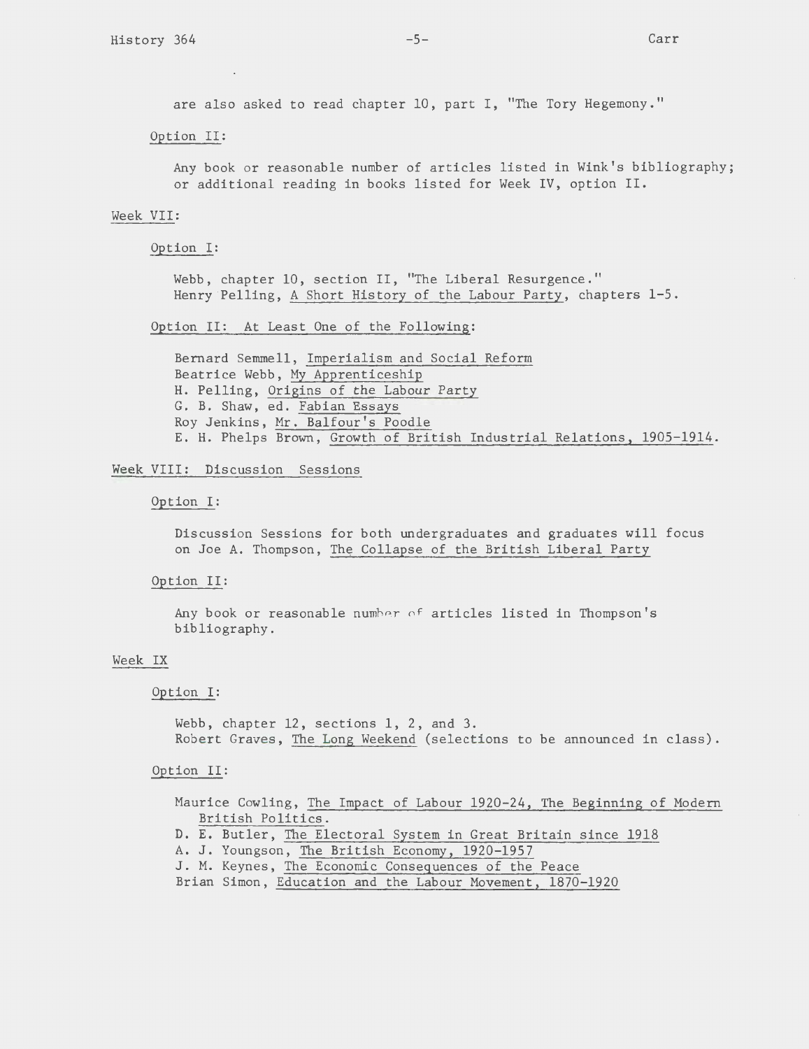are also asked to read chapter 10, part I, "The Tory Hegemony."

Option II:

Any book or reasonable number of articles listed in Wink's bibliography; or additional reading in books listed for Week IV, option II.

Week VII:

Option I:

Webb, chapter 10, section II, "The Liberal Resurgence."
Henry Pelling, A Short History of the Labour Party, chapters 1-5.

Option II: At Least One of the Following:

Bernard Semmell, Imperialism and Social Reform
Beatrice Webb, My Apprenticeship
H. Pelling, Origins of the Labour Party
G. B. Shaw, ed. Fabian Essays
Roy Jenkins, Mr. Balfour's Poodle
E. H. Phelps Brown, Growth of British Industrial Relations, 1905-1914.

Week VIII: Discussion Sessions

Option I:

Discussion Sessions for both undergraduates and graduates will focus on Joe A. Thompson, The Collapse of the British Liberal Party

Option II:

Any book or reasonable number of articles listed in Thompson's bibliography.

Week IX

Option I:

Webb, chapter 12, sections 1, 2, and 3.
Robert Graves, The Long Weekend (selections to be announced in class).

Option II:

Maurice Cowling, The Impact of Labour 1920-24, The Beginning of Modern British Politics.
D. E. Butler, The Electoral System in Great Britain since 1918
A. J. Youngson, The British Economy, 1920-1957
J. M. Keynes, The Economic Consequences of the Peace
Brian Simon, Education and the Labour Movement, 1870-1920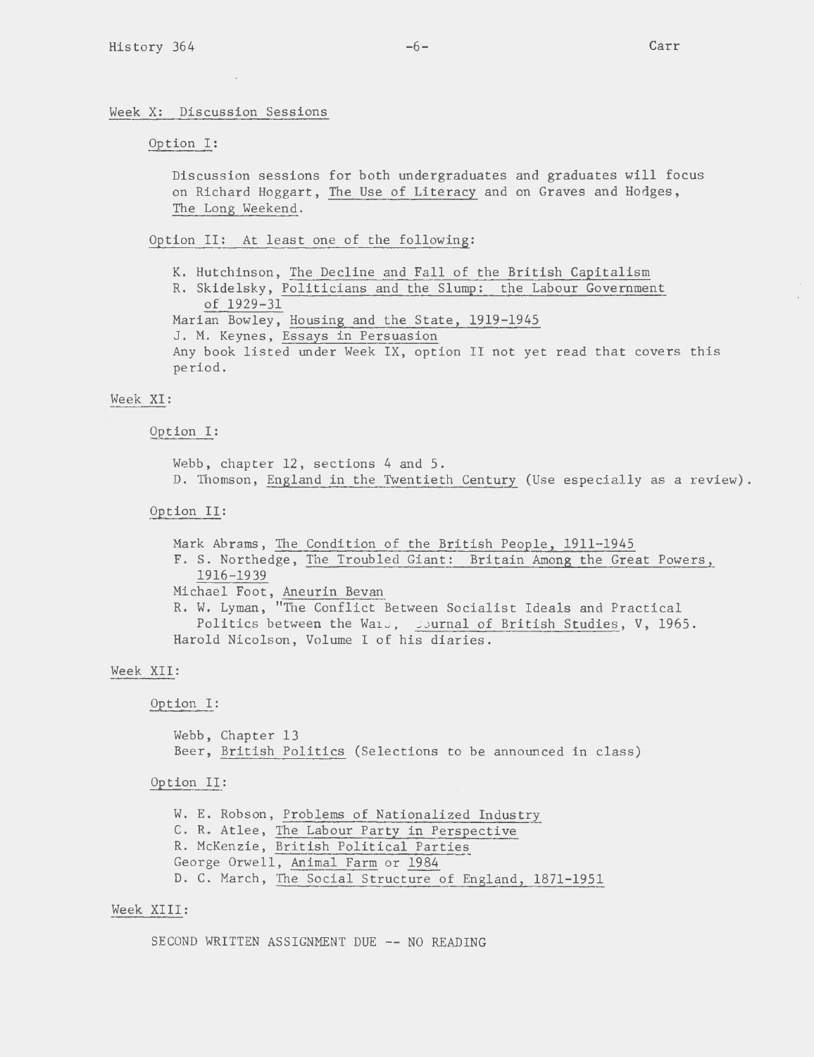## Week X: Discussion Sessions

Option I:

Discussion sessions for both undergraduates and graduates will focus on Richard Hoggart, The Use of Literacy and on Graves and Hodges, The Long Weekend.

Option II: At least one of the following:

K. Hutchinson, The Decline and Fall of the British Capitalism
R. Skidelsky, Politicians and the Slump: the Labour Government of 1929-31
Marian Bowley, Housing and the State, 1919-1945
J. M. Keynes, Essays in Persuasion
Any book listed under Week IX, option II not yet read that covers this period.

## Week XI:

Option I:

Webb, chapter 12, sections 4 and 5.
D. Thomson, England in the Twentieth Century (Use especially as a review).

Option II:

Mark Abrams, The Condition of the British People, 1911-1945
F. S. Northedge, The Troubled Giant: Britain Among the Great Powers, 1916-1939
Michael Foot, Aneurin Bevan
R. W. Lyman, "The Conflict Between Socialist Ideals and Practical Politics between the Wars, Journal of British Studies, V, 1965.
Harold Nicolson, Volume I of his diaries.

## Week XII:

Option I:

Webb, Chapter 13
Beer, British Politics (Selections to be announced in class)

Option II:

W. E. Robson, Problems of Nationalized Industry
C. R. Atlee, The Labour Party in Perspective
R. McKenzie, British Political Parties
George Orwell, Animal Farm or 1984
D. C. March, The Social Structure of England, 1871-1951

## Week XIII:

SECOND WRITTEN ASSIGNMENT DUE -- NO READING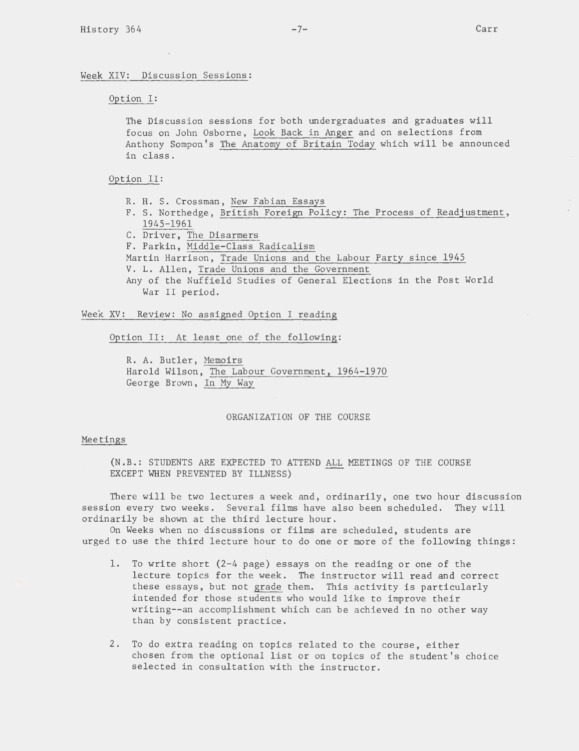Week XIV: Discussion Sessions:

Option I:

The Discussion sessions for both undergraduates and graduates will focus on John Osborne, Look Back in Anger and on selections from Anthony Sompon's The Anatomy of Britain Today which will be announced in class.

Option II:

R. H. S. Crossman, New Fabian Essays
F. S. Northedge, British Foreign Policy: The Process of Readjustment, 1945-1961
C. Driver, The Disarmers
F. Parkin, Middle-Class Radicalism
Martin Harrison, Trade Unions and the Labour Party since 1945
V. L. Allen, Trade Unions and the Government
Any of the Nuffield Studies of General Elections in the Post World War II period.

Week XV: Review: No assigned Option I reading

Option II: At least one of the following:

R. A. Butler, Memoirs
Harold Wilson, The Labour Government, 1964-1970
George Brown, In My Way

## ORGANIZATION OF THE COURSE

Meetings

(N.B.: STUDENTS ARE EXPECTED TO ATTEND ALL MEETINGS OF THE COURSE EXCEPT WHEN PREVENTED BY ILLNESS)

There will be two lectures a week and, ordinarily, one two hour discussion session every two weeks. Several films have also been scheduled. They will ordinarily be shown at the third lecture hour.

On Weeks when no discussions or films are scheduled, students are urged to use the third lecture hour to do one or more of the following things:

1. To write short (2-4 page) essays on the reading or one of the lecture topics for the week. The instructor will read and correct these essays, but not grade them. This activity is particularly intended for those students who would like to improve their writing--an accomplishment which can be achieved in no other way than by consistent practice.

2. To do extra reading on topics related to the course, either chosen from the optional list or on topics of the student's choice selected in consultation with the instructor.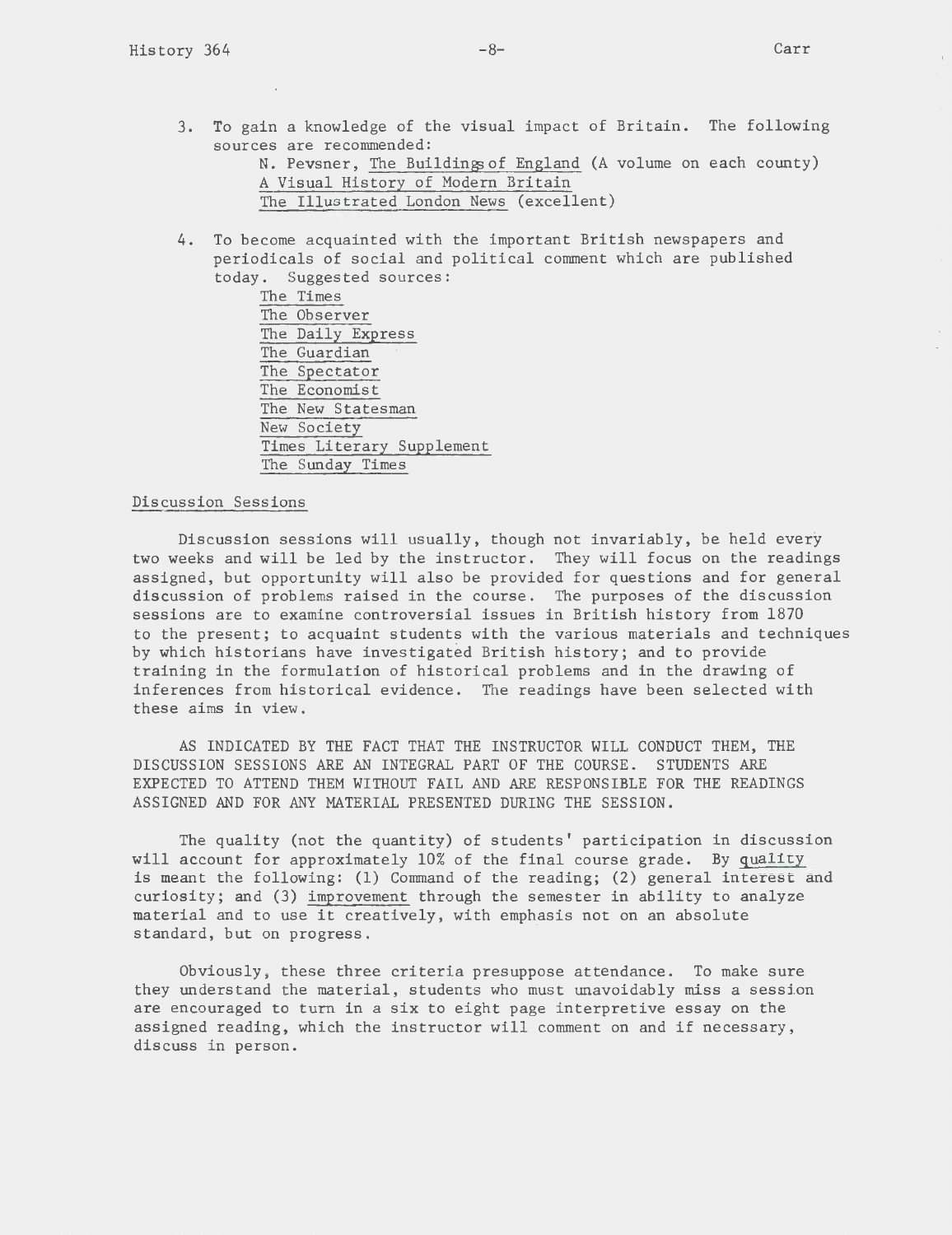3. To gain a knowledge of the visual impact of Britain. The following sources are recommended:
   - N. Pevsner, The Buildings of England (A volume on each county)
   - A Visual History of Modern Britain
   - The Illustrated London News (excellent)

4. To become acquainted with the important British newspapers and periodicals of social and political comment which are published today. Suggested sources:
   - The Times
   - The Observer
   - The Daily Express
   - The Guardian
   - The Spectator
   - The Economist
   - The New Statesman
   - New Society
   - Times Literary Supplement
   - The Sunday Times

## Discussion Sessions

Discussion sessions will usually, though not invariably, be held every two weeks and will be led by the instructor. They will focus on the readings assigned, but opportunity will also be provided for questions and for general discussion of problems raised in the course. The purposes of the discussion sessions are to examine controversial issues in British history from 1870 to the present; to acquaint students with the various materials and techniques by which historians have investigated British history; and to provide training in the formulation of historical problems and in the drawing of inferences from historical evidence. The readings have been selected with these aims in view.

AS INDICATED BY THE FACT THAT THE INSTRUCTOR WILL CONDUCT THEM, THE DISCUSSION SESSIONS ARE AN INTEGRAL PART OF THE COURSE. STUDENTS ARE EXPECTED TO ATTEND THEM WITHOUT FAIL AND ARE RESPONSIBLE FOR THE READINGS ASSIGNED AND FOR ANY MATERIAL PRESENTED DURING THE SESSION.

The quality (not the quantity) of students' participation in discussion will account for approximately 10% of the final course grade. By _quality_ is meant the following: (1) Command of the reading; (2) general interest and curiosity; and (3) _improvement_ through the semester in ability to analyze material and to use it creatively, with emphasis not on an absolute standard, but on progress.

Obviously, these three criteria presuppose attendance. To make sure they understand the material, students who must unavoidably miss a session are encouraged to turn in a six to eight page interpretive essay on the assigned reading, which the instructor will comment on and if necessary, discuss in person.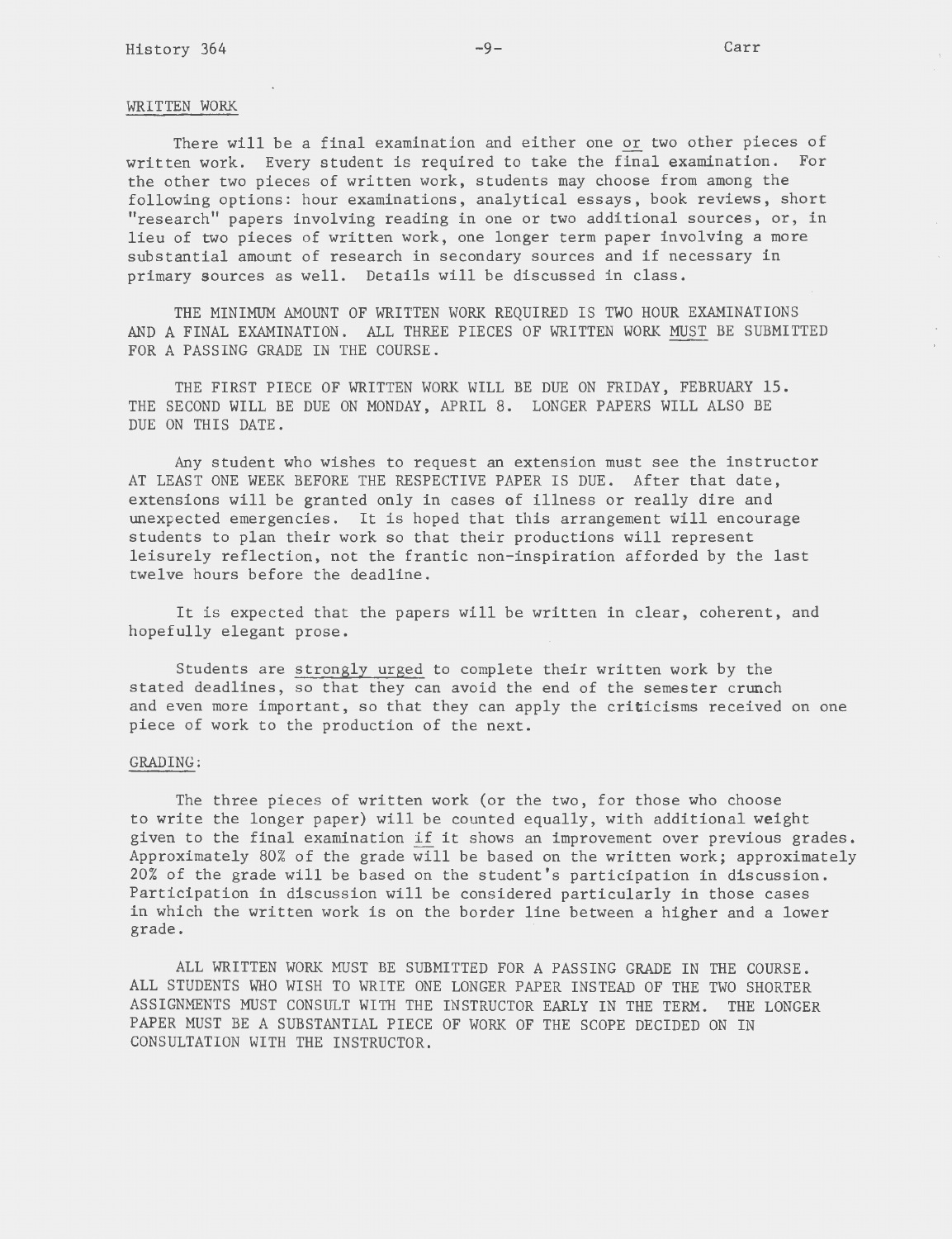## WRITTEN WORK

There will be a final examination and either one <u>or</u> two other pieces of written work. Every student is required to take the final examination. For the other two pieces of written work, students may choose from among the following options: hour examinations, analytical essays, book reviews, short "research" papers involving reading in one or two additional sources, or, in lieu of two pieces of written work, one longer term paper involving a more substantial amount of research in secondary sources and if necessary in primary sources as well. Details will be discussed in class.

THE MINIMUM AMOUNT OF WRITTEN WORK REQUIRED IS TWO HOUR EXAMINATIONS AND A FINAL EXAMINATION. ALL THREE PIECES OF WRITTEN WORK <u>MUST</u> BE SUBMITTED FOR A PASSING GRADE IN THE COURSE.

THE FIRST PIECE OF WRITTEN WORK WILL BE DUE ON FRIDAY, FEBRUARY 15. THE SECOND WILL BE DUE ON MONDAY, APRIL 8. LONGER PAPERS WILL ALSO BE DUE ON THIS DATE.

Any student who wishes to request an extension must see the instructor AT LEAST ONE WEEK BEFORE THE RESPECTIVE PAPER IS DUE. After that date, extensions will be granted only in cases of illness or really dire and unexpected emergencies. It is hoped that this arrangement will encourage students to plan their work so that their productions will represent leisurely reflection, not the frantic non-inspiration afforded by the last twelve hours before the deadline.

It is expected that the papers will be written in clear, coherent, and hopefully elegant prose.

Students are <u>strongly urged</u> to complete their written work by the stated deadlines, so that they can avoid the end of the semester crunch and even more important, so that they can apply the criticisms received on one piece of work to the production of the next.

## GRADING:

The three pieces of written work (or the two, for those who choose to write the longer paper) will be counted equally, with additional weight given to the final examination <u>if</u> it shows an improvement over previous grades. Approximately 80% of the grade will be based on the written work; approximately 20% of the grade will be based on the student's participation in discussion. Participation in discussion will be considered particularly in those cases in which the written work is on the border line between a higher and a lower grade.

ALL WRITTEN WORK MUST BE SUBMITTED FOR A PASSING GRADE IN THE COURSE. ALL STUDENTS WHO WISH TO WRITE ONE LONGER PAPER INSTEAD OF THE TWO SHORTER ASSIGNMENTS MUST CONSULT WITH THE INSTRUCTOR EARLY IN THE TERM. THE LONGER PAPER MUST BE A SUBSTANTIAL PIECE OF WORK OF THE SCOPE DECIDED ON IN CONSULTATION WITH THE INSTRUCTOR.